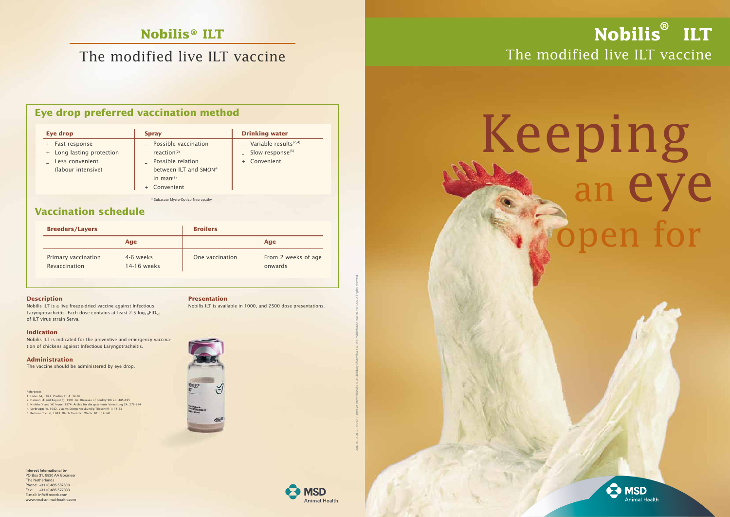# Nobilis® ILT

## The modified live ILT vaccine

### Eye drop preferred vaccination method

| Eye drop | Spray | Drinking water |
|---|---|---|
| + Fast response<br>+ Long lasting protection<br>– Less convenient (labour intensive) | – Possible vaccination reaction[2]<br>– Possible relation between ILT and SMON* in man[3]<br>+ Convenient | – Variable results[2,4]<br>– Slow response[5]<br>+ Convenient |

\* Subacute Myelo-Optico Neuropathy

### Vaccination schedule

| Breeders/Layers | | Broilers | |
|---|---|---|---|
| | Age | | Age |
| Primary vaccination<br>Revaccination | 4-6 weeks<br>14-16 weeks | One vaccination | From 2 weeks of age onwards |

### Description

Nobilis ILT is a live freeze-dried vaccine against Infectious Laryngotracheitis. Each dose contains at least 2.5 $\log_{10}EID_{50}$ of ILT virus strain Serva.

### Indication

Nobilis ILT is indicated for the preventive and emergency vaccination of chickens against Infectious Laryngotracheitis.

### Administration

The vaccine should be administered by eye drop.

### Presentation

Nobilis ILT is available in 1000, and 2500 dose presentations.

References
1. Lister SA, 1997. Poultry Int 4: 34-36
2. Hanson LE and Bagust TJ, 1991. In: Diseases of poultry 9th ed: 485-495
3. Nishibe Y and YK Inoue, 1974. Archiv für die gesammte Vorschung 24: 278-284
4. Verbrugge W, 1982. Vlaams Diergeneeskundig Tijdschrift 1: 18-23
5. Redman T et al, 1983. Dtsch Tierärztl Wschr 90: 137-141

**Intervet International bv**
PO Box 31, 5830 AA Boxmeer
The Netherlands
Phone: +31 (0)485 587600
Fax: +31 (0)485 577333
E-mail: info@merck.com
www.msd-animal-health.com

MSD Animal Health

060016 2.2012 ©2011 Intervet International B.V. a subsidiary of Merck & Co., Inc., Whitehouse Station, NJ, USA. All rights reserved.

# Nobilis® ILT

## The modified live ILT vaccine

Keeping an eye open for

MSD Animal Health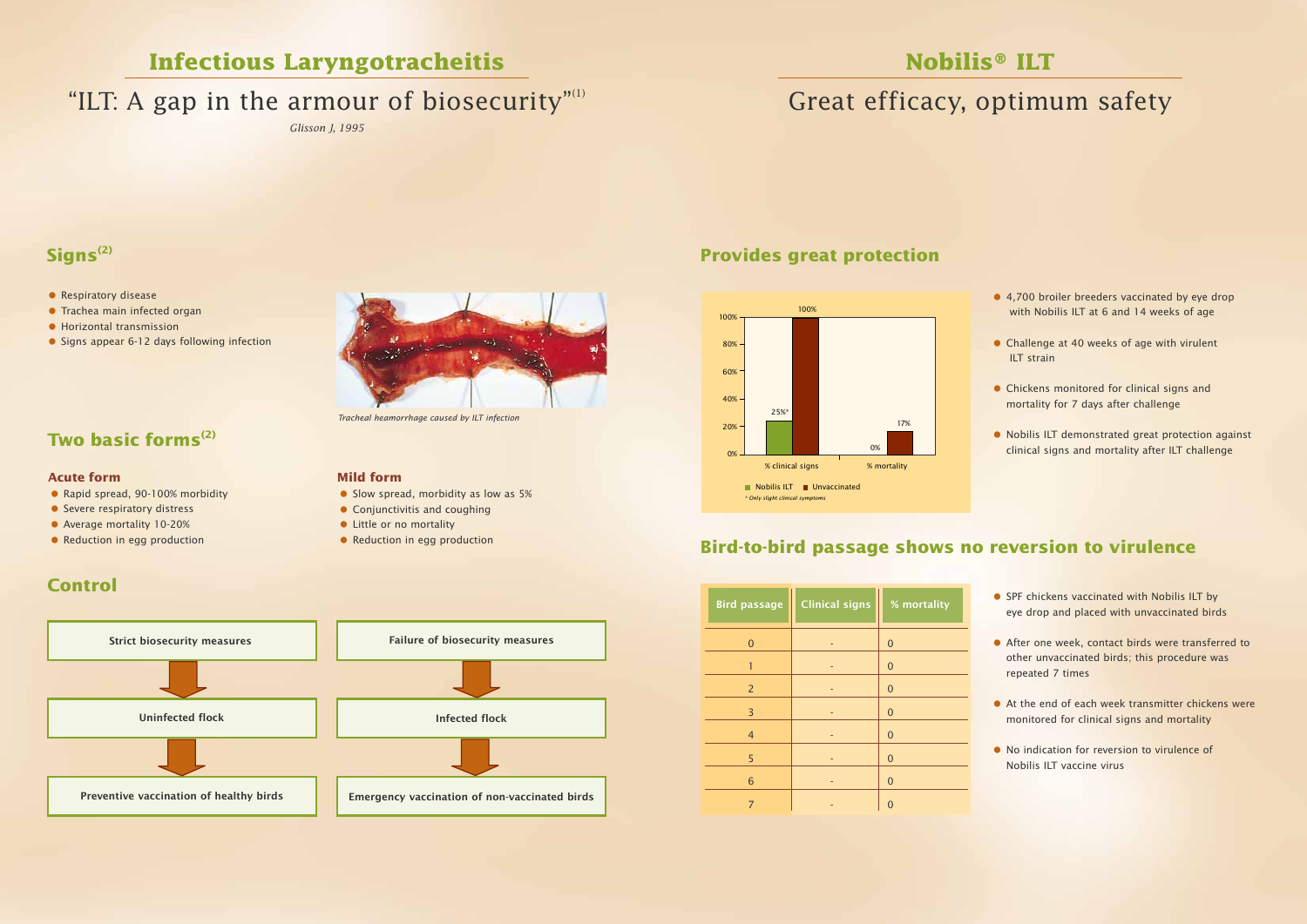# Infectious Laryngotracheitis

## "ILT: A gap in the armour of biosecurity"[1]

*Glisson J, 1995*

## Signs[2]

- Respiratory disease
- Trachea main infected organ
- Horizontal transmission
- Signs appear 6-12 days following infection

*Tracheal heamorrhage caused by ILT infection*

## Two basic forms[2]

### Acute form

- Rapid spread, 90-100% morbidity
- Severe respiratory distress
- Average mortality 10-20%
- Reduction in egg production

### Mild form

- Slow spread, morbidity as low as 5%
- Conjunctivitis and coughing
- Little or no mortality
- Reduction in egg production

## Control

**Strict biosecurity measures** → **Uninfected flock** → **Preventive vaccination of healthy birds**

**Failure of biosecurity measures** → **Infected flock** → **Emergency vaccination of non-vaccinated birds**

# Nobilis® ILT

## Great efficacy, optimum safety

### Provides great protection

100%
80%
60%
40%
20%
0%

25%*
100%
0%
17%

% clinical signs
% mortality

Nobilis ILT
Unvaccinated

*\* Only slight clinical symptoms*

- 4,700 broiler breeders vaccinated by eye drop with Nobilis ILT at 6 and 14 weeks of age
- Challenge at 40 weeks of age with virulent ILT strain
- Chickens monitored for clinical signs and mortality for 7 days after challenge
- Nobilis ILT demonstrated great protection against clinical signs and mortality after ILT challenge

### Bird-to-bird passage shows no reversion to virulence

| Bird passage | Clinical signs | % mortality |
|---|---|---|
| 0 | - | 0 |
| 1 | - | 0 |
| 2 | - | 0 |
| 3 | - | 0 |
| 4 | - | 0 |
| 5 | - | 0 |
| 6 | - | 0 |
| 7 | - | 0 |

- SPF chickens vaccinated with Nobilis ILT by eye drop and placed with unvaccinated birds
- After one week, contact birds were transferred to other unvaccinated birds; this procedure was repeated 7 times
- At the end of each week transmitter chickens were monitored for clinical signs and mortality
- No indication for reversion to virulence of Nobilis ILT vaccine virus